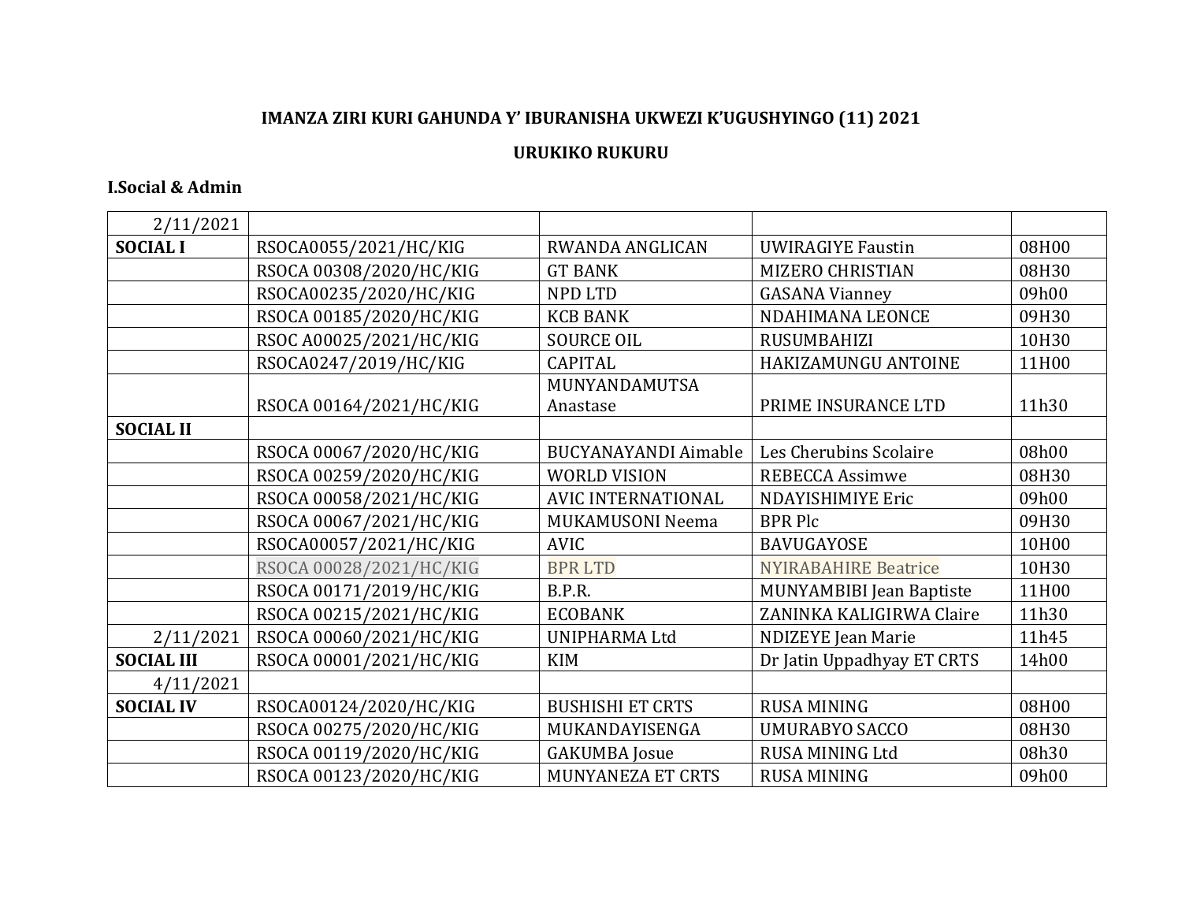**IMANZA ZIRI KURI GAHUNDA Y' IBURANISHA UKWEZI K'UGUSHYINGO (11) 2021**

**URUKIKO RUKURU**

**I.Social & Admin**

| 2/11/2021 | | | | |
|---|---|---|---|---|
| **SOCIAL I** | RSOCA0055/2021/HC/KIG | RWANDA ANGLICAN | UWIRAGIYE Faustin | 08H00 |
| | RSOCA 00308/2020/HC/KIG | GT BANK | MIZERO CHRISTIAN | 08H30 |
| | RSOCA00235/2020/HC/KIG | NPD LTD | GASANA Vianney | 09h00 |
| | RSOCA 00185/2020/HC/KIG | KCB BANK | NDAHIMANA LEONCE | 09H30 |
| | RSOC A00025/2021/HC/KIG | SOURCE OIL | RUSUMBAHIZI | 10H30 |
| | RSOCA0247/2019/HC/KIG | CAPITAL | HAKIZAMUNGU ANTOINE | 11H00 |
| | RSOCA 00164/2021/HC/KIG | MUNYANDAMUTSA Anastase | PRIME INSURANCE LTD | 11h30 |
| **SOCIAL II** | | | | |
| | RSOCA 00067/2020/HC/KIG | BUCYANAYANDI Aimable | Les Cherubins Scolaire | 08h00 |
| | RSOCA 00259/2020/HC/KIG | WORLD VISION | REBECCA Assimwe | 08H30 |
| | RSOCA 00058/2021/HC/KIG | AVIC INTERNATIONAL | NDAYISHIMIYE Eric | 09h00 |
| | RSOCA 00067/2021/HC/KIG | MUKAMUSONI Neema | BPR Plc | 09H30 |
| | RSOCA00057/2021/HC/KIG | AVIC | BAVUGAYOSE | 10H00 |
| | RSOCA 00028/2021/HC/KIG | BPR LTD | NYIRABAHIRE Beatrice | 10H30 |
| | RSOCA 00171/2019/HC/KIG | B.P.R. | MUNYAMBIBI Jean Baptiste | 11H00 |
| | RSOCA 00215/2021/HC/KIG | ECOBANK | ZANINKA KALIGIRWA Claire | 11h30 |
| 2/11/2021 | RSOCA 00060/2021/HC/KIG | UNIPHARMA Ltd | NDIZEYE Jean Marie | 11h45 |
| **SOCIAL III** | RSOCA 00001/2021/HC/KIG | KIM | Dr Jatin Uppadhyay ET CRTS | 14h00 |
| 4/11/2021 | | | | |
| **SOCIAL IV** | RSOCA00124/2020/HC/KIG | BUSHISHI ET CRTS | RUSA MINING | 08H00 |
| | RSOCA 00275/2020/HC/KIG | MUKANDAYISENGA | UMURABYO SACCO | 08H30 |
| | RSOCA 00119/2020/HC/KIG | GAKUMBA Josue | RUSA MINING Ltd | 08h30 |
| | RSOCA 00123/2020/HC/KIG | MUNYANEZA ET CRTS | RUSA MINING | 09h00 |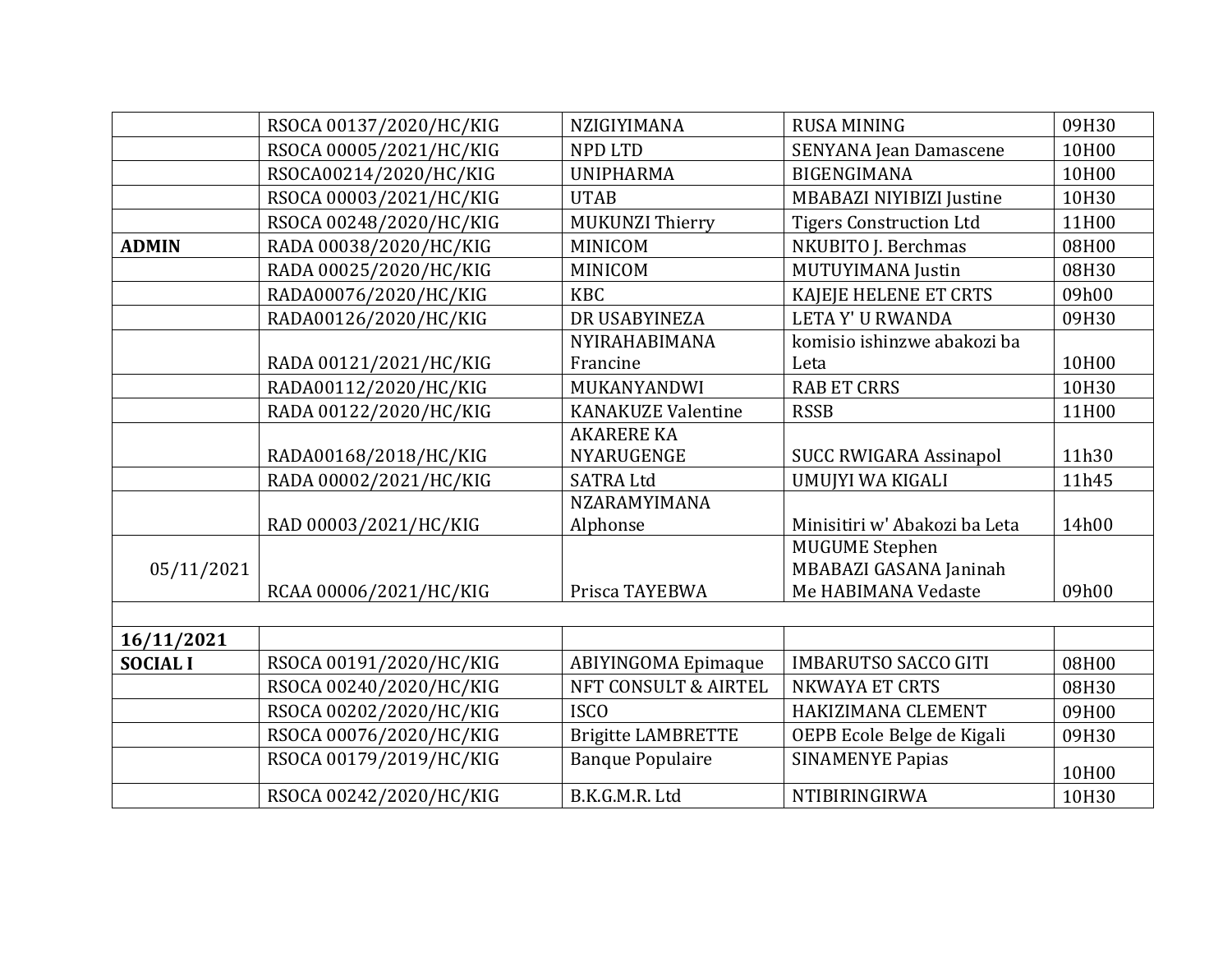| | | | | |
|---|---|---|---|---|
| | RSOCA 00137/2020/HC/KIG | NZIGIYIMANA | RUSA MINING | 09H30 |
| | RSOCA 00005/2021/HC/KIG | NPD LTD | SENYANA Jean Damascene | 10H00 |
| | RSOCA00214/2020/HC/KIG | UNIPHARMA | BIGENGIMANA | 10H00 |
| | RSOCA 00003/2021/HC/KIG | UTAB | MBABAZI NIYIBIZI Justine | 10H30 |
| | RSOCA 00248/2020/HC/KIG | MUKUNZI Thierry | Tigers Construction Ltd | 11H00 |
| **ADMIN** | RADA 00038/2020/HC/KIG | MINICOM | NKUBITO J. Berchmas | 08H00 |
| | RADA 00025/2020/HC/KIG | MINICOM | MUTUYIMANA Justin | 08H30 |
| | RADA00076/2020/HC/KIG | KBC | KAJEJE HELENE ET CRTS | 09h00 |
| | RADA00126/2020/HC/KIG | DR USABYINEZA | LETA Y' U RWANDA | 09H30 |
| | RADA 00121/2021/HC/KIG | NYIRAHABIMANA Francine | komisio ishinzwe abakozi ba Leta | 10H00 |
| | RADA00112/2020/HC/KIG | MUKANYANDWI | RAB ET CRRS | 10H30 |
| | RADA 00122/2020/HC/KIG | KANAKUZE Valentine | RSSB | 11H00 |
| | RADA00168/2018/HC/KIG | AKARERE KA NYARUGENGE | SUCC RWIGARA Assinapol | 11h30 |
| | RADA 00002/2021/HC/KIG | SATRA Ltd | UMUJYI WA KIGALI | 11h45 |
| | RAD 00003/2021/HC/KIG | NZARAMYIMANA Alphonse | Minisitiri w' Abakozi ba Leta | 14h00 |
| 05/11/2021 | RCAA 00006/2021/HC/KIG | Prisca TAYEBWA | MUGUME Stephen<br>MBABAZI GASANA Janinah<br>Me HABIMANA Vedaste | 09h00 |
| | | | | |
| **16/11/2021** | | | | |
| **SOCIAL I** | RSOCA 00191/2020/HC/KIG | ABIYINGOMA Epimaque | IMBARUTSO SACCO GITI | 08H00 |
| | RSOCA 00240/2020/HC/KIG | NFT CONSULT & AIRTEL | NKWAYA ET CRTS | 08H30 |
| | RSOCA 00202/2020/HC/KIG | ISCO | HAKIZIMANA CLEMENT | 09H00 |
| | RSOCA 00076/2020/HC/KIG | Brigitte LAMBRETTE | OEPB Ecole Belge de Kigali | 09H30 |
| | RSOCA 00179/2019/HC/KIG | Banque Populaire | SINAMENYE Papias | 10H00 |
| | RSOCA 00242/2020/HC/KIG | B.K.G.M.R. Ltd | NTIBIRINGIRWA | 10H30 |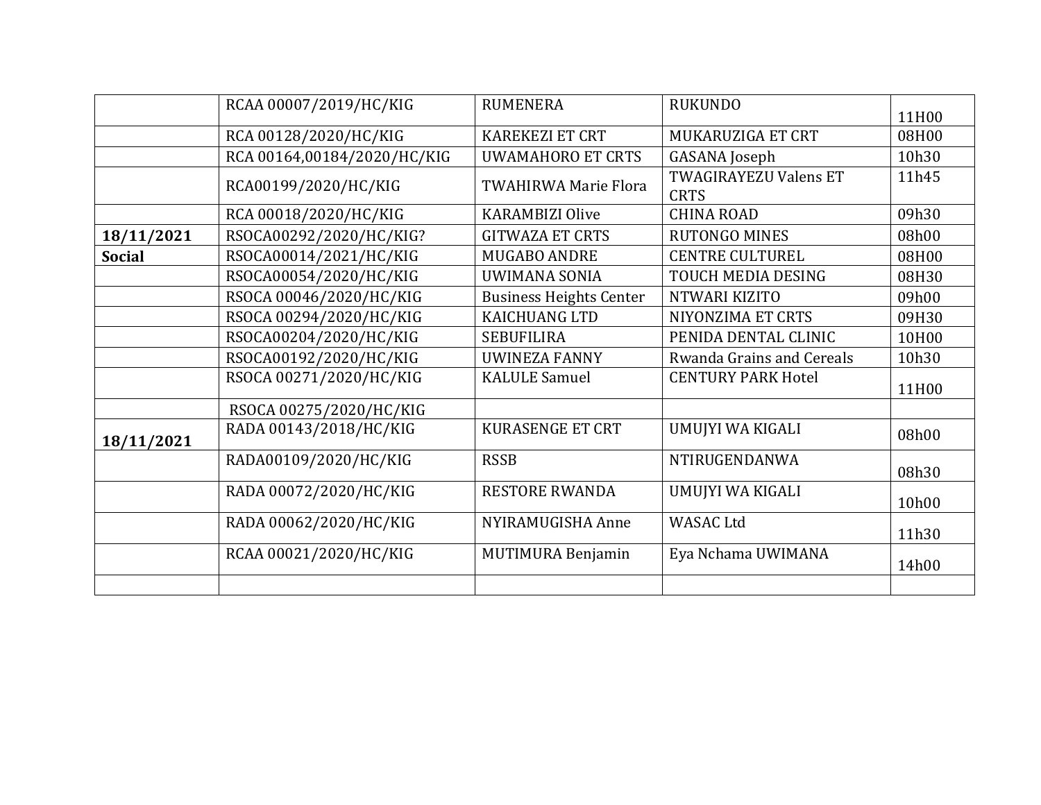| | | | | |
|---|---|---|---|---|
| | RCAA 00007/2019/HC/KIG | RUMENERA | RUKUNDO | 11H00 |
| | RCA 00128/2020/HC/KIG | KAREKEZI ET CRT | MUKARUZIGA ET CRT | 08H00 |
| | RCA 00164,00184/2020/HC/KIG | UWAMAHORO ET CRTS | GASANA Joseph | 10h30 |
| | RCA00199/2020/HC/KIG | TWAHIRWA Marie Flora | TWAGIRAYEZU Valens ET CRTS | 11h45 |
| | RCA 00018/2020/HC/KIG | KARAMBIZI Olive | CHINA ROAD | 09h30 |
| **18/11/2021** | RSOCA00292/2020/HC/KIG? | GITWAZA ET CRTS | RUTONGO MINES | 08h00 |
| **Social** | RSOCA00014/2021/HC/KIG | MUGABO ANDRE | CENTRE CULTUREL | 08H00 |
| | RSOCA00054/2020/HC/KIG | UWIMANA SONIA | TOUCH MEDIA DESING | 08H30 |
| | RSOCA 00046/2020/HC/KIG | Business Heights Center | NTWARI KIZITO | 09h00 |
| | RSOCA 00294/2020/HC/KIG | KAICHUANG LTD | NIYONZIMA ET CRTS | 09H30 |
| | RSOCA00204/2020/HC/KIG | SEBUFILIRA | PENIDA DENTAL CLINIC | 10H00 |
| | RSOCA00192/2020/HC/KIG | UWINEZA FANNY | Rwanda Grains and Cereals | 10h30 |
| | RSOCA 00271/2020/HC/KIG | KALULE Samuel | CENTURY PARK Hotel | 11H00 |
| | RSOCA 00275/2020/HC/KIG | | | |
| **18/11/2021** | RADA 00143/2018/HC/KIG | KURASENGE ET CRT | UMUJYI WA KIGALI | 08h00 |
| | RADA00109/2020/HC/KIG | RSSB | NTIRUGENDANWA | 08h30 |
| | RADA 00072/2020/HC/KIG | RESTORE RWANDA | UMUJYI WA KIGALI | 10h00 |
| | RADA 00062/2020/HC/KIG | NYIRAMUGISHA Anne | WASAC Ltd | 11h30 |
| | RCAA 00021/2020/HC/KIG | MUTIMURA Benjamin | Eya Nchama UWIMANA | 14h00 |
| | | | | |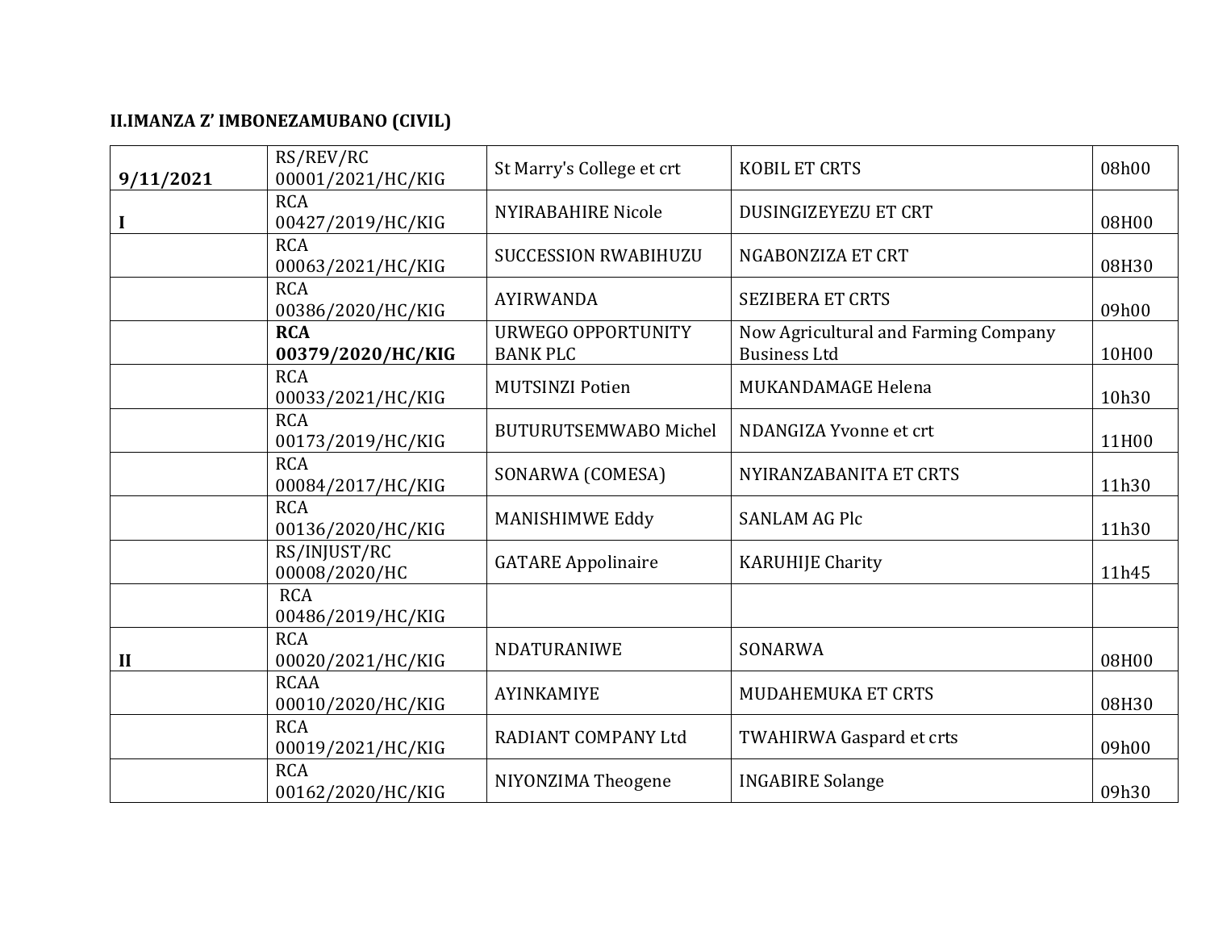**II.IMANZA Z' IMBONEZAMUBANO (CIVIL)**

| | | | | |
|---|---|---|---|---|
| **9/11/2021** | RS/REV/RC 00001/2021/HC/KIG | St Marry's College et crt | KOBIL ET CRTS | 08h00 |
| **I** | RCA 00427/2019/HC/KIG | NYIRABAHIRE Nicole | DUSINGIZEYEZU ET CRT | 08H00 |
| | RCA 00063/2021/HC/KIG | SUCCESSION RWABIHUZU | NGABONZIZA ET CRT | 08H30 |
| | RCA 00386/2020/HC/KIG | AYIRWANDA | SEZIBERA ET CRTS | 09h00 |
| | **RCA 00379/2020/HC/KIG** | URWEGO OPPORTUNITY BANK PLC | Now Agricultural and Farming Company Business Ltd | 10H00 |
| | RCA 00033/2021/HC/KIG | MUTSINZI Potien | MUKANDAMAGE Helena | 10h30 |
| | RCA 00173/2019/HC/KIG | BUTURUTSEMWABO Michel | NDANGIZA Yvonne et crt | 11H00 |
| | RCA 00084/2017/HC/KIG | SONARWA (COMESA) | NYIRANZABANITA ET CRTS | 11h30 |
| | RCA 00136/2020/HC/KIG | MANISHIMWE Eddy | SANLAM AG Plc | 11h30 |
| | RS/INJUST/RC 00008/2020/HC | GATARE Appolinaire | KARUHIJE Charity | 11h45 |
| | RCA 00486/2019/HC/KIG | | | |
| **II** | RCA 00020/2021/HC/KIG | NDATURANIWE | SONARWA | 08H00 |
| | RCAA 00010/2020/HC/KIG | AYINKAMIYE | MUDAHEMUKA ET CRTS | 08H30 |
| | RCA 00019/2021/HC/KIG | RADIANT COMPANY Ltd | TWAHIRWA Gaspard et crts | 09h00 |
| | RCA 00162/2020/HC/KIG | NIYONZIMA Theogene | INGABIRE Solange | 09h30 |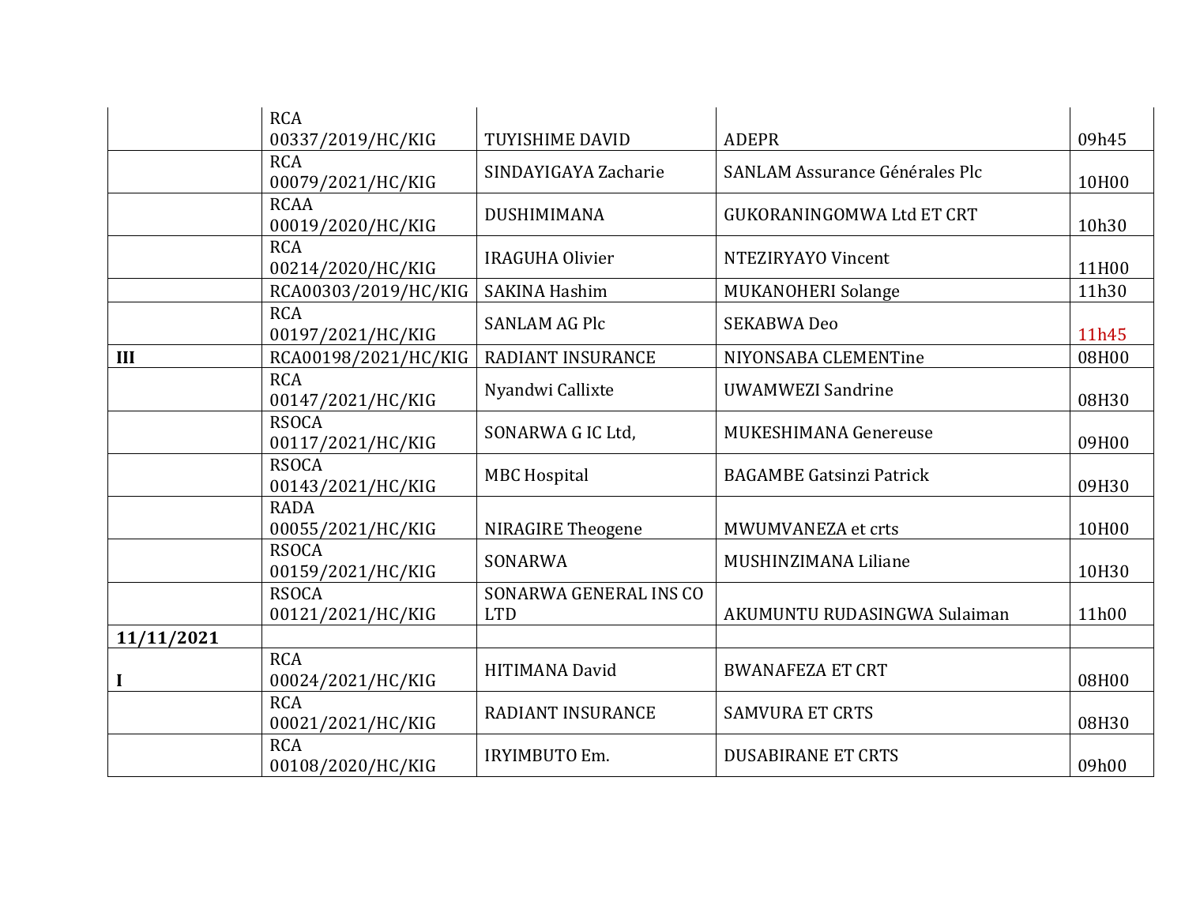| | | | | |
|---|---|---|---|---|
| | RCA 00337/2019/HC/KIG | TUYISHIME DAVID | ADEPR | 09h45 |
| | RCA 00079/2021/HC/KIG | SINDAYIGAYA Zacharie | SANLAM Assurance Générales Plc | 10H00 |
| | RCAA 00019/2020/HC/KIG | DUSHIMIMANA | GUKORANINGOMWA Ltd ET CRT | 10h30 |
| | RCA 00214/2020/HC/KIG | IRAGUHA Olivier | NTEZIRYAYO Vincent | 11H00 |
| | RCA00303/2019/HC/KIG | SAKINA Hashim | MUKANOHERI Solange | 11h30 |
| | RCA 00197/2021/HC/KIG | SANLAM AG Plc | SEKABWA Deo | 11h45 |
| **III** | RCA00198/2021/HC/KIG | RADIANT INSURANCE | NIYONSABA CLEMENTine | 08H00 |
| | RCA 00147/2021/HC/KIG | Nyandwi Callixte | UWAMWEZI Sandrine | 08H30 |
| | RSOCA 00117/2021/HC/KIG | SONARWA G IC Ltd, | MUKESHIMANA Genereuse | 09H00 |
| | RSOCA 00143/2021/HC/KIG | MBC Hospital | BAGAMBE Gatsinzi Patrick | 09H30 |
| | RADA 00055/2021/HC/KIG | NIRAGIRE Theogene | MWUMVANEZA et crts | 10H00 |
| | RSOCA 00159/2021/HC/KIG | SONARWA | MUSHINZIMANA Liliane | 10H30 |
| | RSOCA 00121/2021/HC/KIG | SONARWA GENERAL INS CO LTD | AKUMUNTU RUDASINGWA Sulaiman | 11h00 |
| **11/11/2021** | | | | |
| **I** | RCA 00024/2021/HC/KIG | HITIMANA David | BWANAFEZA ET CRT | 08H00 |
| | RCA 00021/2021/HC/KIG | RADIANT INSURANCE | SAMVURA ET CRTS | 08H30 |
| | RCA 00108/2020/HC/KIG | IRYIMBUTO Em. | DUSABIRANE ET CRTS | 09h00 |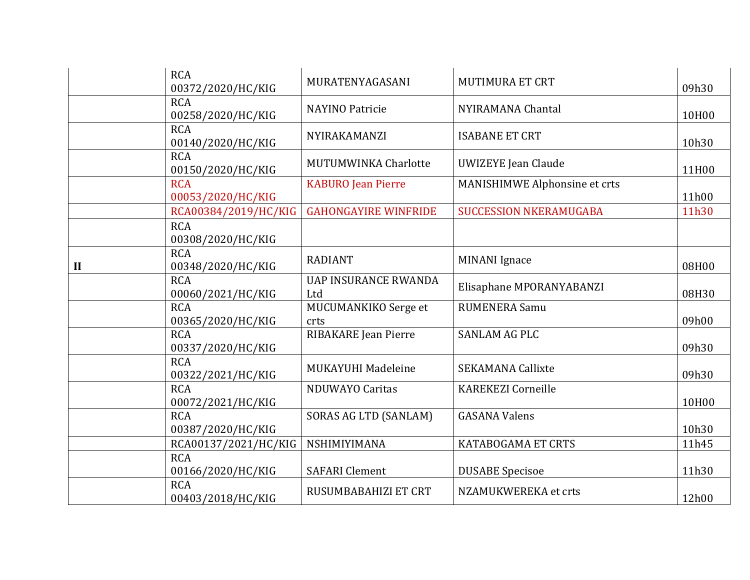| | | | | |
|---|---|---|---|---|
| | RCA 00372/2020/HC/KIG | MURATENYAGASANI | MUTIMURA ET CRT | 09h30 |
| | RCA 00258/2020/HC/KIG | NAYINO Patricie | NYIRAMANA Chantal | 10H00 |
| | RCA 00140/2020/HC/KIG | NYIRAKAMANZI | ISABANE ET CRT | 10h30 |
| | RCA 00150/2020/HC/KIG | MUTUMWINKA Charlotte | UWIZEYE Jean Claude | 11H00 |
| | RCA 00053/2020/HC/KIG | KABURO Jean Pierre | MANISHIMWE Alphonsine et crts | 11h00 |
| | RCA00384/2019/HC/KIG | GAHONGAYIRE WINFRIDE | SUCCESSION NKERAMUGABA | 11h30 |
| | RCA 00308/2020/HC/KIG | | | |
| **II** | RCA 00348/2020/HC/KIG | RADIANT | MINANI Ignace | 08H00 |
| | RCA 00060/2021/HC/KIG | UAP INSURANCE RWANDA Ltd | Elisaphane MPORANYABANZI | 08H30 |
| | RCA 00365/2020/HC/KIG | MUCUMANKIKO Serge et crts | RUMENERA Samu | 09h00 |
| | RCA 00337/2020/HC/KIG | RIBAKARE Jean Pierre | SANLAM AG PLC | 09h30 |
| | RCA 00322/2021/HC/KIG | MUKAYUHI Madeleine | SEKAMANA Callixte | 09h30 |
| | RCA 00072/2021/HC/KIG | NDUWAYO Caritas | KAREKEZI Corneille | 10H00 |
| | RCA 00387/2020/HC/KIG | SORAS AG LTD (SANLAM) | GASANA Valens | 10h30 |
| | RCA00137/2021/HC/KIG | NSHIMIYIMANA | KATABOGAMA ET CRTS | 11h45 |
| | RCA 00166/2020/HC/KIG | SAFARI Clement | DUSABE Specisoe | 11h30 |
| | RCA 00403/2018/HC/KIG | RUSUMBABAHIZI ET CRT | NZAMUKWEREKA et crts | 12h00 |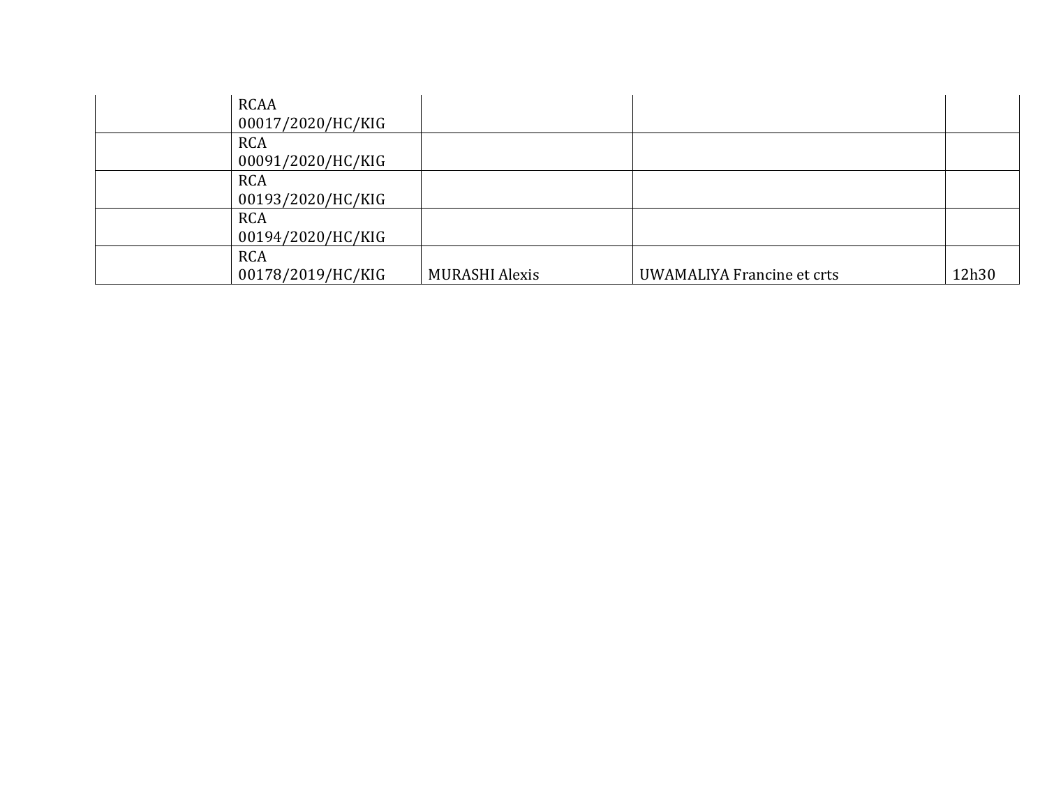| | | | | |
|---|---|---|---|---|
| | RCAA 00017/2020/HC/KIG | | | |
| | RCA 00091/2020/HC/KIG | | | |
| | RCA 00193/2020/HC/KIG | | | |
| | RCA 00194/2020/HC/KIG | | | |
| | RCA 00178/2019/HC/KIG | MURASHI Alexis | UWAMALIYA Francine et crts | 12h30 |